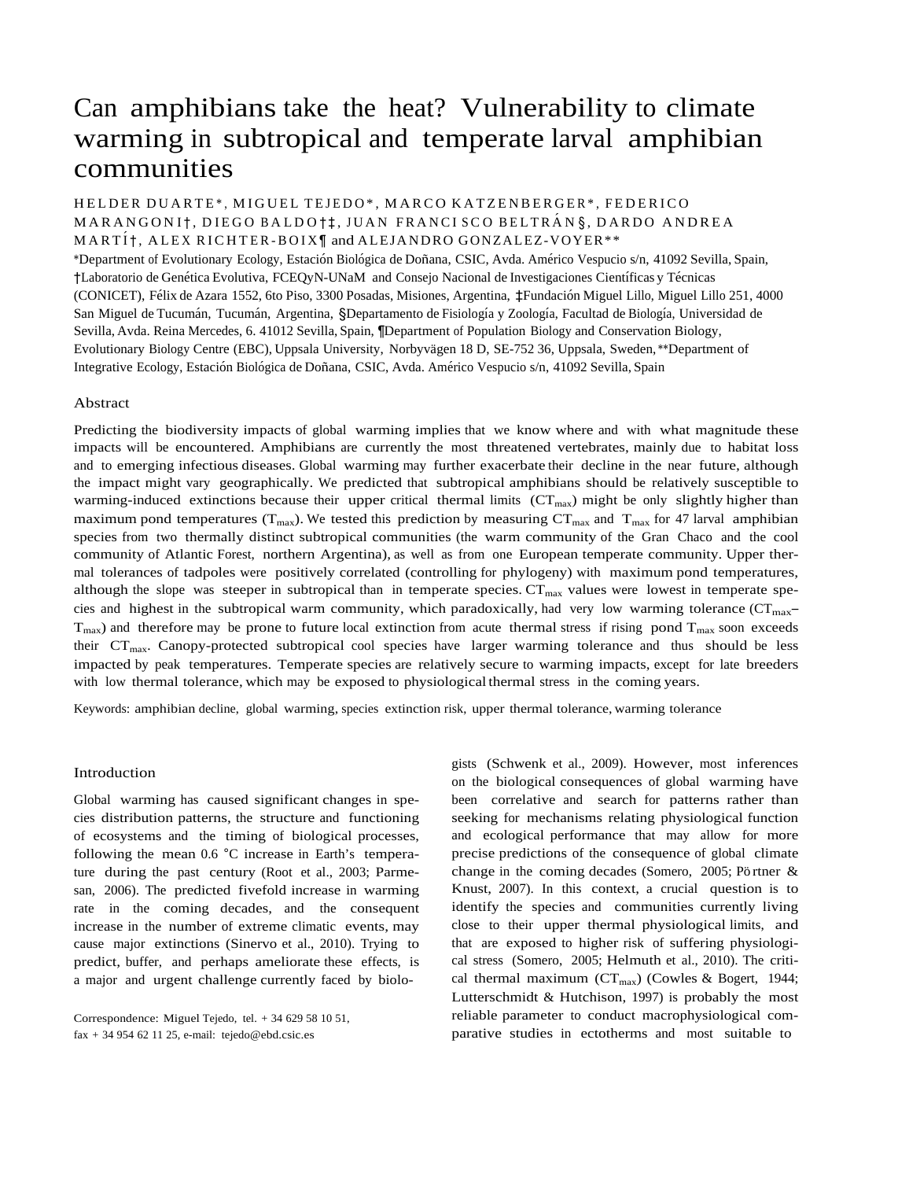# Can amphibians take the heat? Vulnerability to climate warming in subtropical and temperate larval amphibian communities

HELDER DUARTE*, MIGUEL TEJEDO*, MARCO KATZENBERGER*, FEDERICO MARANGONI†, DIEGO BALDO†‡, JUAN FRANCISCO BELTRÁN§, DARDO ANDREA MARTÍ†, ALEX RICHTER-BOIX¶ and ALEJANDRO GONZALEZ-VOYER**

*Department of Evolutionary Ecology, Estación Biológica de Doñana, CSIC, Avda. Américo Vespucio s/n, 41092 Sevilla, Spain, †Laboratorio de Genética Evolutiva, FCEQyN-UNaM and Consejo Nacional de Investigaciones Científicas y Técnicas (CONICET), Félix de Azara 1552, 6to Piso, 3300 Posadas, Misiones, Argentina, ‡Fundación Miguel Lillo, Miguel Lillo 251, 4000 San Miguel de Tucumán, Tucumán, Argentina, §Departamento de Fisiología y Zoología, Facultad de Biología, Universidad de Sevilla, Avda. Reina Mercedes, 6. 41012 Sevilla, Spain, ¶Department of Population Biology and Conservation Biology, Evolutionary Biology Centre (EBC), Uppsala University, Norbyvägen 18 D, SE-752 36, Uppsala, Sweden, **Department of Integrative Ecology, Estación Biológica de Doñana, CSIC, Avda. Américo Vespucio s/n, 41092 Sevilla, Spain

## Abstract

Predicting the biodiversity impacts of global warming implies that we know where and with what magnitude these impacts will be encountered. Amphibians are currently the most threatened vertebrates, mainly due to habitat loss and to emerging infectious diseases. Global warming may further exacerbate their decline in the near future, although the impact might vary geographically. We predicted that subtropical amphibians should be relatively susceptible to warming-induced extinctions because their upper critical thermal limits ($CT_{max}$) might be only slightly higher than maximum pond temperatures ($T_{max}$). We tested this prediction by measuring $CT_{max}$ and $T_{max}$ for 47 larval amphibian species from two thermally distinct subtropical communities (the warm community of the Gran Chaco and the cool community of Atlantic Forest, northern Argentina), as well as from one European temperate community. Upper thermal tolerances of tadpoles were positively correlated (controlling for phylogeny) with maximum pond temperatures, although the slope was steeper in subtropical than in temperate species. $CT_{max}$ values were lowest in temperate species and highest in the subtropical warm community, which paradoxically, had very low warming tolerance ($CT_{max}$–$T_{max}$) and therefore may be prone to future local extinction from acute thermal stress if rising pond $T_{max}$ soon exceeds their $CT_{max}$. Canopy-protected subtropical cool species have larger warming tolerance and thus should be less impacted by peak temperatures. Temperate species are relatively secure to warming impacts, except for late breeders with low thermal tolerance, which may be exposed to physiological thermal stress in the coming years.

Keywords: amphibian decline, global warming, species extinction risk, upper thermal tolerance, warming tolerance

## Introduction

Global warming has caused significant changes in species distribution patterns, the structure and functioning of ecosystems and the timing of biological processes, following the mean 0.6 °C increase in Earth's temperature during the past century (Root et al., 2003; Parmesan, 2006). The predicted fivefold increase in warming rate in the coming decades, and the consequent increase in the number of extreme climatic events, may cause major extinctions (Sinervo et al., 2010). Trying to predict, buffer, and perhaps ameliorate these effects, is a major and urgent challenge currently faced by biologists (Schwenk et al., 2009). However, most inferences on the biological consequences of global warming have been correlative and search for patterns rather than seeking for mechanisms relating physiological function and ecological performance that may allow for more precise predictions of the consequence of global climate change in the coming decades (Somero, 2005; Pörtner & Knust, 2007). In this context, a crucial question is to identify the species and communities currently living close to their upper thermal physiological limits, and that are exposed to higher risk of suffering physiological stress (Somero, 2005; Helmuth et al., 2010). The critical thermal maximum ($CT_{max}$) (Cowles & Bogert, 1944; Lutterschmidt & Hutchison, 1997) is probably the most reliable parameter to conduct macrophysiological comparative studies in ectotherms and most suitable to

Correspondence: Miguel Tejedo, tel. + 34 629 58 10 51, fax + 34 954 62 11 25, e-mail: tejedo@ebd.csic.es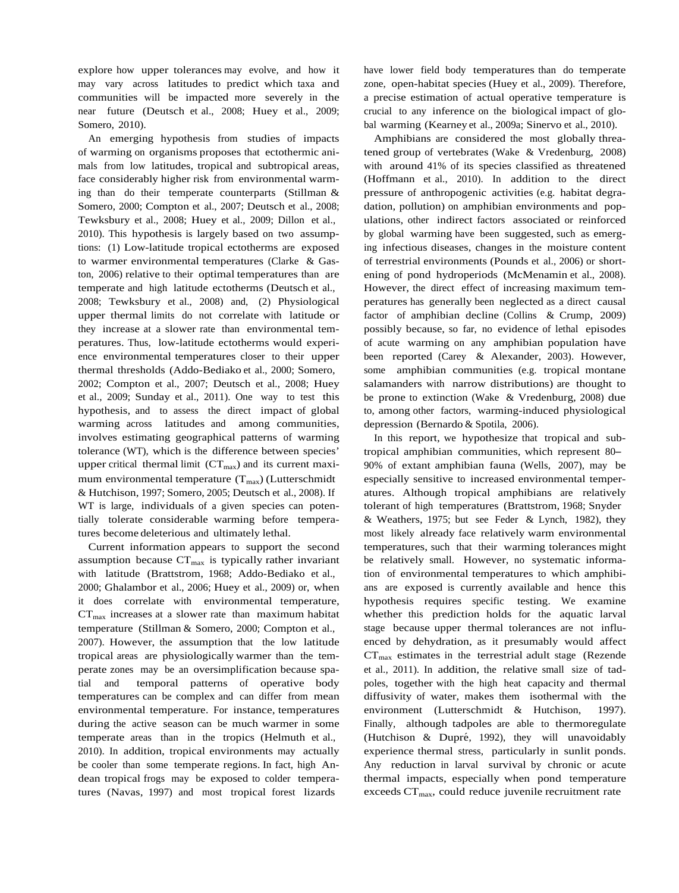explore how upper tolerances may evolve, and how it may vary across latitudes to predict which taxa and communities will be impacted more severely in the near future (Deutsch et al., 2008; Huey et al., 2009; Somero, 2010).

An emerging hypothesis from studies of impacts of warming on organisms proposes that ectothermic animals from low latitudes, tropical and subtropical areas, face considerably higher risk from environmental warming than do their temperate counterparts (Stillman & Somero, 2000; Compton et al., 2007; Deutsch et al., 2008; Tewksbury et al., 2008; Huey et al., 2009; Dillon et al., 2010). This hypothesis is largely based on two assumptions: (1) Low-latitude tropical ectotherms are exposed to warmer environmental temperatures (Clarke & Gaston, 2006) relative to their optimal temperatures than are temperate and high latitude ectotherms (Deutsch et al., 2008; Tewksbury et al., 2008) and, (2) Physiological upper thermal limits do not correlate with latitude or they increase at a slower rate than environmental temperatures. Thus, low-latitude ectotherms would experience environmental temperatures closer to their upper thermal thresholds (Addo-Bediako et al., 2000; Somero, 2002; Compton et al., 2007; Deutsch et al., 2008; Huey et al., 2009; Sunday et al., 2011). One way to test this hypothesis, and to assess the direct impact of global warming across latitudes and among communities, involves estimating geographical patterns of warming tolerance (WT), which is the difference between species' upper critical thermal limit ($CT_{max}$) and its current maximum environmental temperature ($T_{max}$) (Lutterschmidt & Hutchison, 1997; Somero, 2005; Deutsch et al., 2008). If WT is large, individuals of a given species can potentially tolerate considerable warming before temperatures become deleterious and ultimately lethal.

Current information appears to support the second assumption because $CT_{max}$ is typically rather invariant with latitude (Brattstrom, 1968; Addo-Bediako et al., 2000; Ghalambor et al., 2006; Huey et al., 2009) or, when it does correlate with environmental temperature, $CT_{max}$ increases at a slower rate than maximum habitat temperature (Stillman & Somero, 2000; Compton et al., 2007). However, the assumption that the low latitude tropical areas are physiologically warmer than the temperate zones may be an oversimplification because spatial and temporal patterns of operative body temperatures can be complex and can differ from mean environmental temperature. For instance, temperatures during the active season can be much warmer in some temperate areas than in the tropics (Helmuth et al., 2010). In addition, tropical environments may actually be cooler than some temperate regions. In fact, high Andean tropical frogs may be exposed to colder temperatures (Navas, 1997) and most tropical forest lizards have lower field body temperatures than do temperate zone, open-habitat species (Huey et al., 2009). Therefore, a precise estimation of actual operative temperature is crucial to any inference on the biological impact of global warming (Kearney et al., 2009a; Sinervo et al., 2010).

Amphibians are considered the most globally threatened group of vertebrates (Wake & Vredenburg, 2008) with around 41% of its species classified as threatened (Hoffmann et al., 2010). In addition to the direct pressure of anthropogenic activities (e.g. habitat degradation, pollution) on amphibian environments and populations, other indirect factors associated or reinforced by global warming have been suggested, such as emerging infectious diseases, changes in the moisture content of terrestrial environments (Pounds et al., 2006) or shortening of pond hydroperiods (McMenamin et al., 2008). However, the direct effect of increasing maximum temperatures has generally been neglected as a direct causal factor of amphibian decline (Collins & Crump, 2009) possibly because, so far, no evidence of lethal episodes of acute warming on any amphibian population have been reported (Carey & Alexander, 2003). However, some amphibian communities (e.g. tropical montane salamanders with narrow distributions) are thought to be prone to extinction (Wake & Vredenburg, 2008) due to, among other factors, warming-induced physiological depression (Bernardo & Spotila, 2006).

In this report, we hypothesize that tropical and subtropical amphibian communities, which represent 80–90% of extant amphibian fauna (Wells, 2007), may be especially sensitive to increased environmental temperatures. Although tropical amphibians are relatively tolerant of high temperatures (Brattstrom, 1968; Snyder & Weathers, 1975; but see Feder & Lynch, 1982), they most likely already face relatively warm environmental temperatures, such that their warming tolerances might be relatively small. However, no systematic information of environmental temperatures to which amphibians are exposed is currently available and hence this hypothesis requires specific testing. We examine whether this prediction holds for the aquatic larval stage because upper thermal tolerances are not influenced by dehydration, as it presumably would affect $CT_{max}$ estimates in the terrestrial adult stage (Rezende et al., 2011). In addition, the relative small size of tadpoles, together with the high heat capacity and thermal diffusivity of water, makes them isothermal with the environment (Lutterschmidt & Hutchison, 1997). Finally, although tadpoles are able to thermoregulate (Hutchison & Dupré, 1992), they will unavoidably experience thermal stress, particularly in sunlit ponds. Any reduction in larval survival by chronic or acute thermal impacts, especially when pond temperature exceeds $CT_{max}$, could reduce juvenile recruitment rate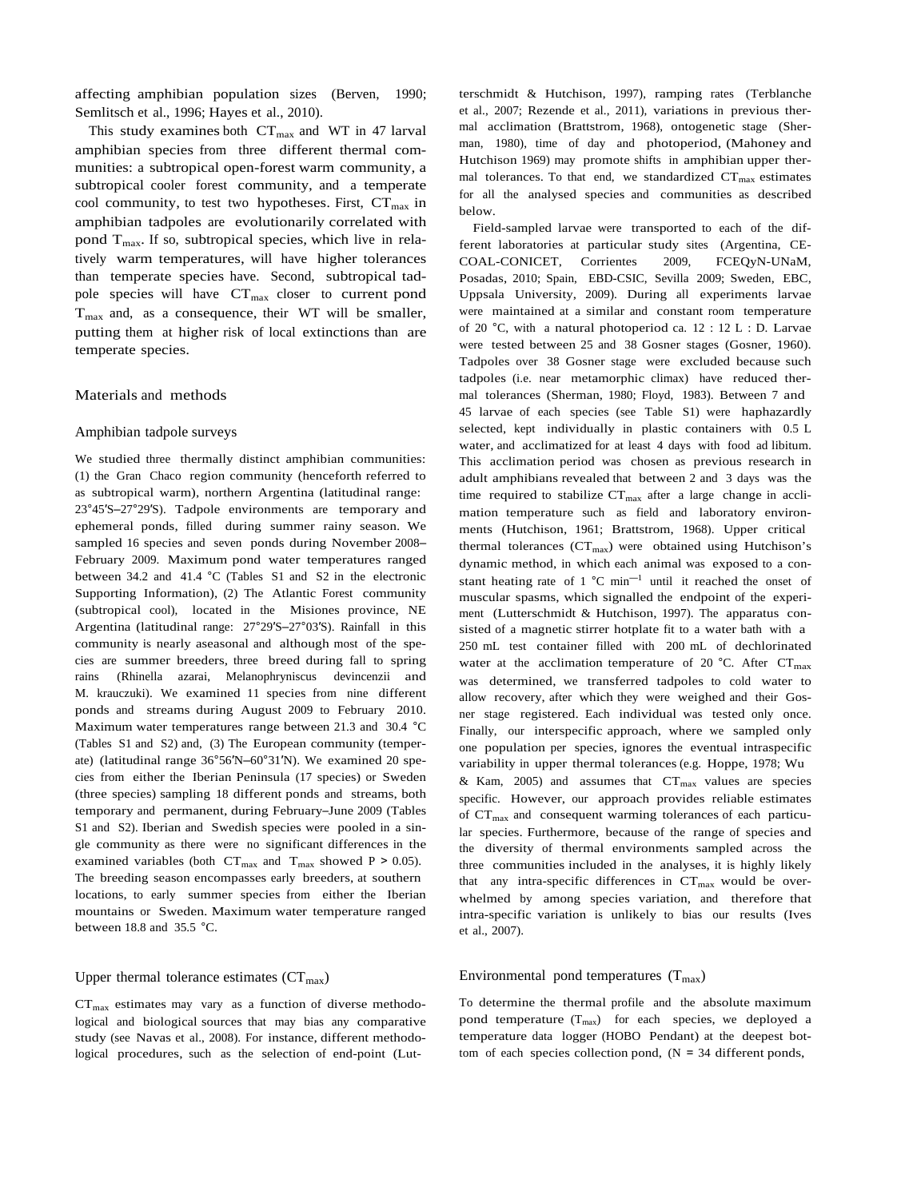affecting amphibian population sizes (Berven, 1990; Semlitsch et al., 1996; Hayes et al., 2010).

This study examines both $CT_{max}$ and WT in 47 larval amphibian species from three different thermal communities: a subtropical open-forest warm community, a subtropical cooler forest community, and a temperate cool community, to test two hypotheses. First, $CT_{max}$ in amphibian tadpoles are evolutionarily correlated with pond $T_{max}$. If so, subtropical species, which live in relatively warm temperatures, will have higher tolerances than temperate species have. Second, subtropical tadpole species will have $CT_{max}$ closer to current pond $T_{max}$ and, as a consequence, their WT will be smaller, putting them at higher risk of local extinctions than are temperate species.

## Materials and methods

### Amphibian tadpole surveys

We studied three thermally distinct amphibian communities: (1) the Gran Chaco region community (henceforth referred to as subtropical warm), northern Argentina (latitudinal range: 23°45′S–27°29′S). Tadpole environments are temporary and ephemeral ponds, filled during summer rainy season. We sampled 16 species and seven ponds during November 2008–February 2009. Maximum pond water temperatures ranged between 34.2 and 41.4 °C (Tables S1 and S2 in the electronic Supporting Information), (2) The Atlantic Forest community (subtropical cool), located in the Misiones province, NE Argentina (latitudinal range: 27°29′S–27°03′S). Rainfall in this community is nearly aseasonal and although most of the species are summer breeders, three breed during fall to spring rains (Rhinella azarai, Melanophryniscus devincenzii and M. krauczuki). We examined 11 species from nine different ponds and streams during August 2009 to February 2010. Maximum water temperatures range between 21.3 and 30.4 °C (Tables S1 and S2) and, (3) The European community (temperate) (latitudinal range 36°56′N–60°31′N). We examined 20 species from either the Iberian Peninsula (17 species) or Sweden (three species) sampling 18 different ponds and streams, both temporary and permanent, during February–June 2009 (Tables S1 and S2). Iberian and Swedish species were pooled in a single community as there were no significant differences in the examined variables (both $CT_{max}$ and $T_{max}$ showed $P > 0.05$). The breeding season encompasses early breeders, at southern locations, to early summer species from either the Iberian mountains or Sweden. Maximum water temperature ranged between 18.8 and 35.5 °C.

### Upper thermal tolerance estimates ($CT_{max}$)

$CT_{max}$ estimates may vary as a function of diverse methodological and biological sources that may bias any comparative study (see Navas et al., 2008). For instance, different methodological procedures, such as the selection of end-point (Lutterschmidt & Hutchison, 1997), ramping rates (Terblanche et al., 2007; Rezende et al., 2011), variations in previous thermal acclimation (Brattstrom, 1968), ontogenetic stage (Sherman, 1980), time of day and photoperiod, (Mahoney and Hutchison 1969) may promote shifts in amphibian upper thermal tolerances. To that end, we standardized $CT_{max}$ estimates for all the analysed species and communities as described below.

Field-sampled larvae were transported to each of the different laboratories at particular study sites (Argentina, CECOAL-CONICET, Corrientes 2009, FCEQyN-UNaM, Posadas, 2010; Spain, EBD-CSIC, Sevilla 2009; Sweden, EBC, Uppsala University, 2009). During all experiments larvae were maintained at a similar and constant room temperature of 20 °C, with a natural photoperiod ca. 12 : 12 L : D. Larvae were tested between 25 and 38 Gosner stages (Gosner, 1960). Tadpoles over 38 Gosner stage were excluded because such tadpoles (i.e. near metamorphic climax) have reduced thermal tolerances (Sherman, 1980; Floyd, 1983). Between 7 and 45 larvae of each species (see Table S1) were haphazardly selected, kept individually in plastic containers with 0.5 L water, and acclimatized for at least 4 days with food ad libitum. This acclimation period was chosen as previous research in adult amphibians revealed that between 2 and 3 days was the time required to stabilize $CT_{max}$ after a large change in acclimation temperature such as field and laboratory environments (Hutchison, 1961; Brattstrom, 1968). Upper critical thermal tolerances ($CT_{max}$) were obtained using Hutchison's dynamic method, in which each animal was exposed to a constant heating rate of 1 °C $min^{-1}$ until it reached the onset of muscular spasms, which signalled the endpoint of the experiment (Lutterschmidt & Hutchison, 1997). The apparatus consisted of a magnetic stirrer hotplate fit to a water bath with a 250 mL test container filled with 200 mL of dechlorinated water at the acclimation temperature of 20 °C. After $CT_{max}$ was determined, we transferred tadpoles to cold water to allow recovery, after which they were weighed and their Gosner stage registered. Each individual was tested only once. Finally, our interspecific approach, where we sampled only one population per species, ignores the eventual intraspecific variability in upper thermal tolerances (e.g. Hoppe, 1978; Wu & Kam, 2005) and assumes that $CT_{max}$ values are species specific. However, our approach provides reliable estimates of $CT_{max}$ and consequent warming tolerances of each particular species. Furthermore, because of the range of species and the diversity of thermal environments sampled across the three communities included in the analyses, it is highly likely that any intra-specific differences in $CT_{max}$ would be overwhelmed by among species variation, and therefore that intra-specific variation is unlikely to bias our results (Ives et al., 2007).

### Environmental pond temperatures ($T_{max}$)

To determine the thermal profile and the absolute maximum pond temperature ($T_{max}$) for each species, we deployed a temperature data logger (HOBO Pendant) at the deepest bottom of each species collection pond, ($N = 34$ different ponds,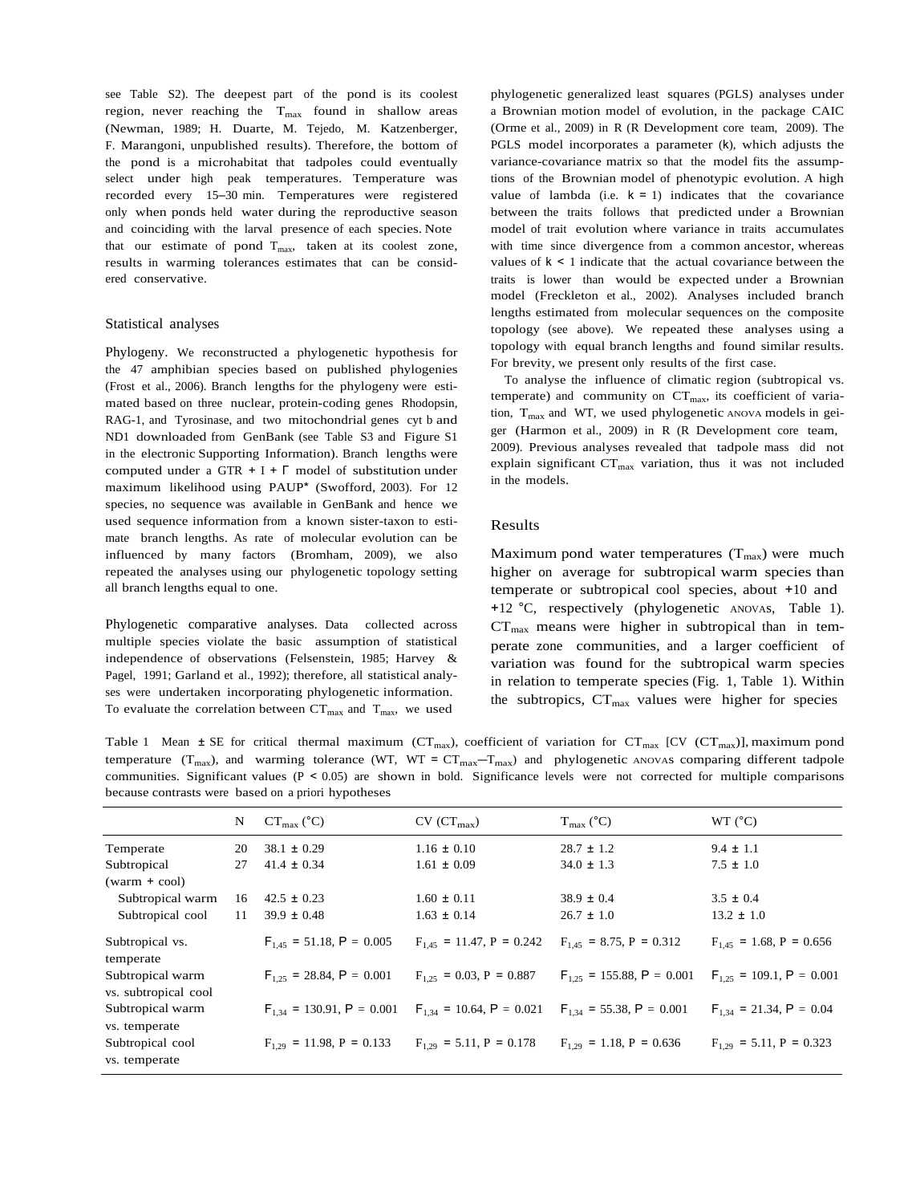see Table S2). The deepest part of the pond is its coolest region, never reaching the $T_{max}$ found in shallow areas (Newman, 1989; H. Duarte, M. Tejedo, M. Katzenberger, F. Marangoni, unpublished results). Therefore, the bottom of the pond is a microhabitat that tadpoles could eventually select under high peak temperatures. Temperature was recorded every 15–30 min. Temperatures were registered only when ponds held water during the reproductive season and coinciding with the larval presence of each species. Note that our estimate of pond $T_{max}$, taken at its coolest zone, results in warming tolerances estimates that can be considered conservative.

### Statistical analyses

Phylogeny. We reconstructed a phylogenetic hypothesis for the 47 amphibian species based on published phylogenies (Frost et al., 2006). Branch lengths for the phylogeny were estimated based on three nuclear, protein-coding genes Rhodopsin, RAG-1, and Tyrosinase, and two mitochondrial genes cyt b and ND1 downloaded from GenBank (see Table S3 and Figure S1 in the electronic Supporting Information). Branch lengths were computed under a GTR + I + Γ model of substitution under maximum likelihood using PAUP* (Swofford, 2003). For 12 species, no sequence was available in GenBank and hence we used sequence information from a known sister-taxon to estimate branch lengths. As rate of molecular evolution can be influenced by many factors (Bromham, 2009), we also repeated the analyses using our phylogenetic topology setting all branch lengths equal to one.

Phylogenetic comparative analyses. Data collected across multiple species violate the basic assumption of statistical independence of observations (Felsenstein, 1985; Harvey & Pagel, 1991; Garland et al., 1992); therefore, all statistical analyses were undertaken incorporating phylogenetic information. To evaluate the correlation between $CT_{max}$ and $T_{max}$, we used phylogenetic generalized least squares (PGLS) analyses under a Brownian motion model of evolution, in the package CAIC (Orme et al., 2009) in R (R Development core team, 2009). The PGLS model incorporates a parameter (k), which adjusts the variance-covariance matrix so that the model fits the assumptions of the Brownian model of phenotypic evolution. A high value of lambda (i.e. k = 1) indicates that the covariance between the traits follows that predicted under a Brownian model of trait evolution where variance in traits accumulates with time since divergence from a common ancestor, whereas values of k < 1 indicate that the actual covariance between the traits is lower than would be expected under a Brownian model (Freckleton et al., 2002). Analyses included branch lengths estimated from molecular sequences on the composite topology (see above). We repeated these analyses using a topology with equal branch lengths and found similar results. For brevity, we present only results of the first case.

To analyse the influence of climatic region (subtropical vs. temperate) and community on $CT_{max}$, its coefficient of variation, $T_{max}$ and WT, we used phylogenetic ANOVA models in geiger (Harmon et al., 2009) in R (R Development core team, 2009). Previous analyses revealed that tadpole mass did not explain significant $CT_{max}$ variation, thus it was not included in the models.

## Results

Maximum pond water temperatures ($T_{max}$) were much higher on average for subtropical warm species than temperate or subtropical cool species, about +10 and +12 °C, respectively (phylogenetic ANOVAS, Table 1). $CT_{max}$ means were higher in subtropical than in temperate zone communities, and a larger coefficient of variation was found for the subtropical warm species in relation to temperate species (Fig. 1, Table 1). Within the subtropics, $CT_{max}$ values were higher for species

Table 1 Mean ± SE for critical thermal maximum ($CT_{max}$), coefficient of variation for $CT_{max}$ [CV ($CT_{max}$)], maximum pond temperature ($T_{max}$), and warming tolerance (WT, WT = $CT_{max}$–$T_{max}$) and phylogenetic ANOVAS comparing different tadpole communities. Significant values ($P < 0.05$) are shown in bold. Significance levels were not corrected for multiple comparisons because contrasts were based on a priori hypotheses

| | N | $CT_{max}$ (°C) | CV ($CT_{max}$) | $T_{max}$ (°C) | WT (°C) |
|---|---|---|---|---|---|
| Temperate | 20 | 38.1 ± 0.29 | 1.16 ± 0.10 | 28.7 ± 1.2 | 9.4 ± 1.1 |
| Subtropical (warm + cool) | 27 | 41.4 ± 0.34 | 1.61 ± 0.09 | 34.0 ± 1.3 | 7.5 ± 1.0 |
| Subtropical warm | 16 | 42.5 ± 0.23 | 1.60 ± 0.11 | 38.9 ± 0.4 | 3.5 ± 0.4 |
| Subtropical cool | 11 | 39.9 ± 0.48 | 1.63 ± 0.14 | 26.7 ± 1.0 | 13.2 ± 1.0 |
| Subtropical vs. temperate | | **$F_{1,45}$ = 51.18, $P$ = 0.005** | $F_{1,45}$ = 11.47, $P$ = 0.242 | $F_{1,45}$ = 8.75, $P$ = 0.312 | $F_{1,45}$ = 1.68, $P$ = 0.656 |
| Subtropical warm vs. subtropical cool | | **$F_{1,25}$ = 28.84, $P$ = 0.001** | $F_{1,25}$ = 0.03, $P$ = 0.887 | **$F_{1,25}$ = 155.88, $P$ = 0.001** | **$F_{1,25}$ = 109.1, $P$ = 0.001** |
| Subtropical warm vs. temperate | | **$F_{1,34}$ = 130.91, $P$ = 0.001** | **$F_{1,34}$ = 10.64, $P$ = 0.021** | **$F_{1,34}$ = 55.38, $P$ = 0.001** | **$F_{1,34}$ = 21.34, $P$ = 0.04** |
| Subtropical cool vs. temperate | | $F_{1,29}$ = 11.98, $P$ = 0.133 | $F_{1,29}$ = 5.11, $P$ = 0.178 | $F_{1,29}$ = 1.18, $P$ = 0.636 | $F_{1,29}$ = 5.11, $P$ = 0.323 |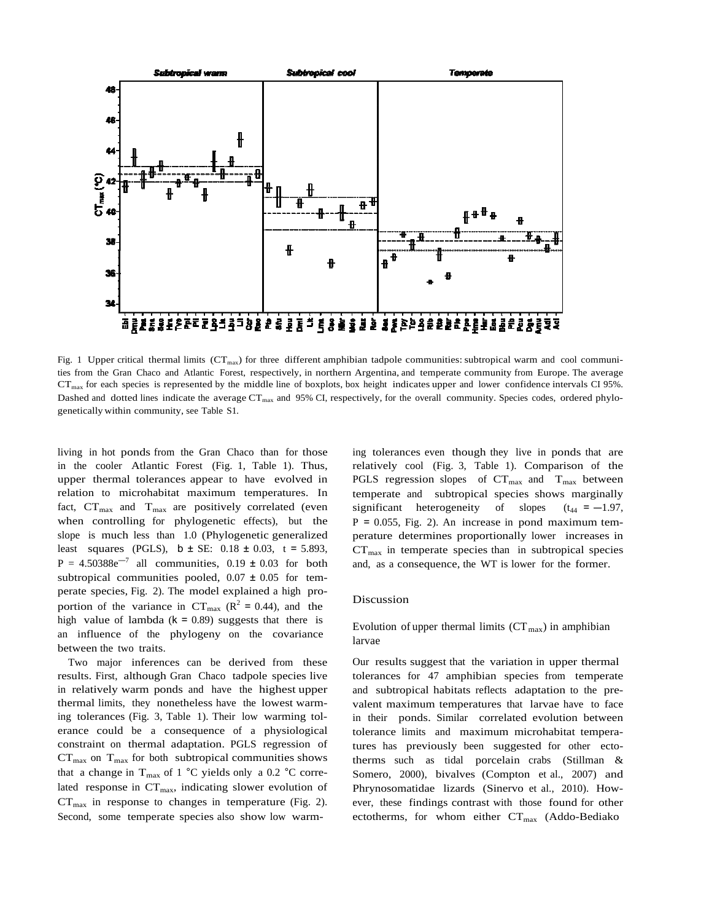Fig. 1 Upper critical thermal limits ($CT_{max}$) for three different amphibian tadpole communities: subtropical warm and cool communities from the Gran Chaco and Atlantic Forest, respectively, in northern Argentina, and temperate community from Europe. The average $CT_{max}$ for each species is represented by the middle line of boxplots, box height indicates upper and lower confidence intervals CI 95%. Dashed and dotted lines indicate the average $CT_{max}$ and 95% CI, respectively, for the overall community. Species codes, ordered phylogenetically within community, see Table S1.

living in hot ponds from the Gran Chaco than for those in the cooler Atlantic Forest (Fig. 1, Table 1). Thus, upper thermal tolerances appear to have evolved in relation to microhabitat maximum temperatures. In fact, $CT_{max}$ and $T_{max}$ are positively correlated (even when controlling for phylogenetic effects), but the slope is much less than 1.0 (Phylogenetic generalized least squares (PGLS), $b \pm$ SE: $0.18 \pm 0.03$, $t = 5.893$, $P = 4.50388e^{-7}$ all communities, $0.19 \pm 0.03$ for both subtropical communities pooled, $0.07 \pm 0.05$ for temperate species, Fig. 2). The model explained a high proportion of the variance in $CT_{max}$ ($R^2 = 0.44$), and the high value of lambda ($k = 0.89$) suggests that there is an influence of the phylogeny on the covariance between the two traits.

Two major inferences can be derived from these results. First, although Gran Chaco tadpole species live in relatively warm ponds and have the highest upper thermal limits, they nonetheless have the lowest warming tolerances (Fig. 3, Table 1). Their low warming tolerance could be a consequence of a physiological constraint on thermal adaptation. PGLS regression of $CT_{max}$ on $T_{max}$ for both subtropical communities shows that a change in $T_{max}$ of 1 °C yields only a 0.2 °C correlated response in $CT_{max}$, indicating slower evolution of $CT_{max}$ in response to changes in temperature (Fig. 2). Second, some temperate species also show low warming tolerances even though they live in ponds that are relatively cool (Fig. 3, Table 1). Comparison of the PGLS regression slopes of $CT_{max}$ and $T_{max}$ between temperate and subtropical species shows marginally significant heterogeneity of slopes ($t_{44} = -1.97$, $P = 0.055$, Fig. 2). An increase in pond maximum temperature determines proportionally lower increases in $CT_{max}$ in temperate species than in subtropical species and, as a consequence, the WT is lower for the former.

## Discussion

### Evolution of upper thermal limits ($CT_{max}$) in amphibian larvae

Our results suggest that the variation in upper thermal tolerances for 47 amphibian species from temperate and subtropical habitats reflects adaptation to the prevalent maximum temperatures that larvae have to face in their ponds. Similar correlated evolution between tolerance limits and maximum microhabitat temperatures has previously been suggested for other ectotherms such as tidal porcelain crabs (Stillman & Somero, 2000), bivalves (Compton et al., 2007) and Phrynosomatidae lizards (Sinervo et al., 2010). However, these findings contrast with those found for other ectotherms, for whom either $CT_{max}$ (Addo-Bediako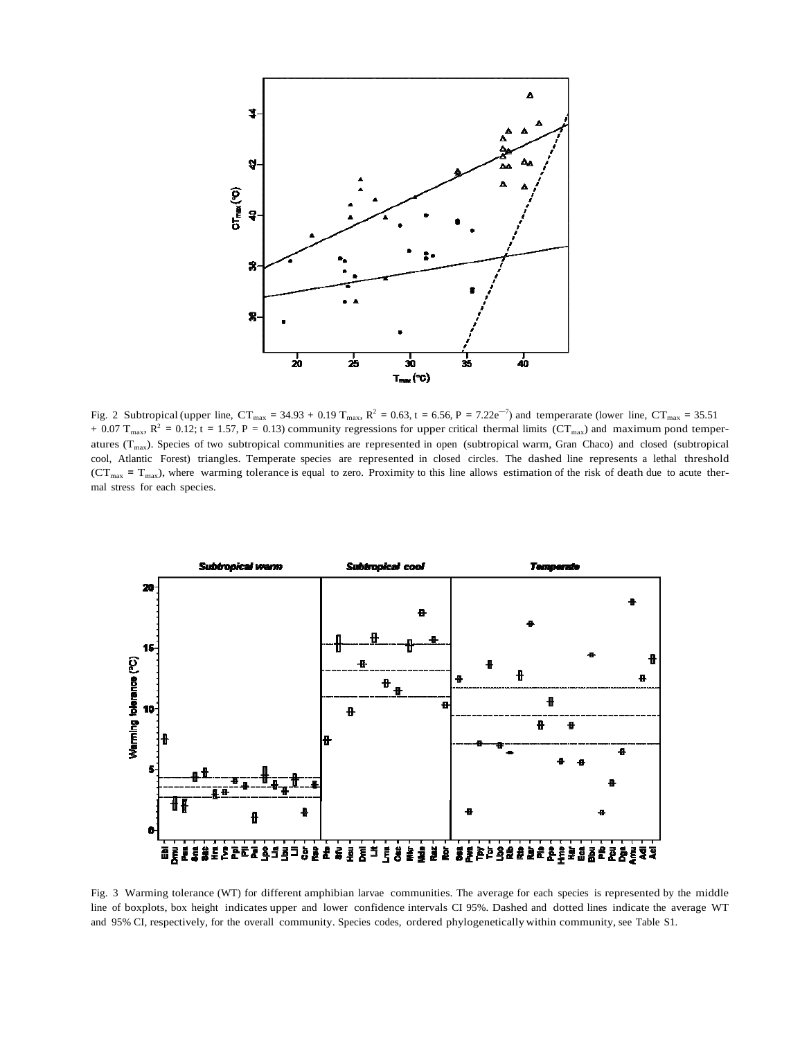Fig. 2 Subtropical (upper line, $CT_{max} = 34.93 + 0.19\ T_{max}$, $R^2 = 0.63$, $t = 6.56$, $P = 7.22e^{-7}$) and temperarate (lower line, $CT_{max} = 35.51 + 0.07\ T_{max}$, $R^2 = 0.12$; $t = 1.57$, $P = 0.13$) community regressions for upper critical thermal limits ($CT_{max}$) and maximum pond temperatures ($T_{max}$). Species of two subtropical communities are represented in open (subtropical warm, Gran Chaco) and closed (subtropical cool, Atlantic Forest) triangles. Temperate species are represented in closed circles. The dashed line represents a lethal threshold ($CT_{max} = T_{max}$), where warming tolerance is equal to zero. Proximity to this line allows estimation of the risk of death due to acute thermal stress for each species.

Fig. 3 Warming tolerance (WT) for different amphibian larvae communities. The average for each species is represented by the middle line of boxplots, box height indicates upper and lower confidence intervals CI 95%. Dashed and dotted lines indicate the average WT and 95% CI, respectively, for the overall community. Species codes, ordered phylogenetically within community, see Table S1.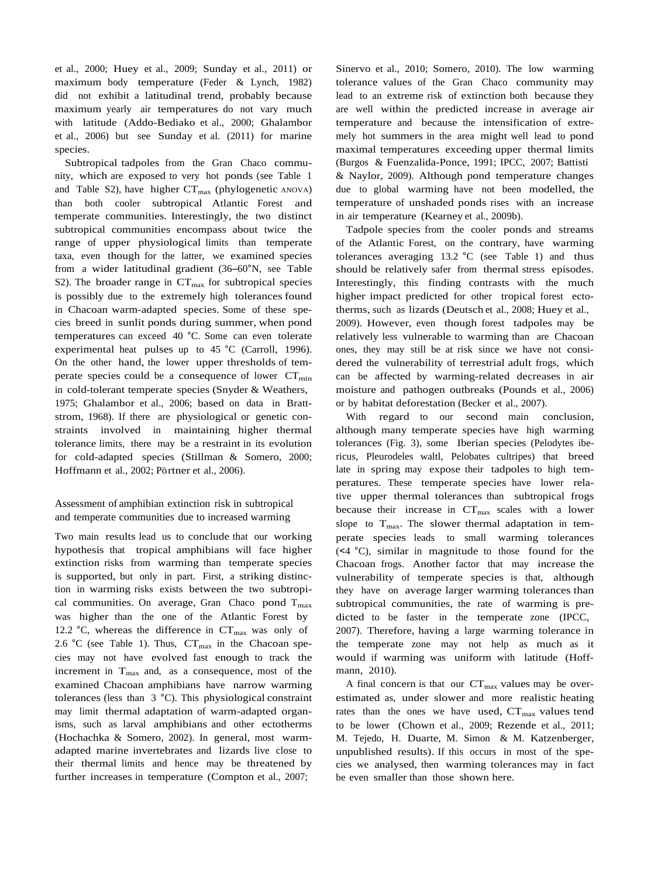et al., 2000; Huey et al., 2009; Sunday et al., 2011) or maximum body temperature (Feder & Lynch, 1982) did not exhibit a latitudinal trend, probably because maximum yearly air temperatures do not vary much with latitude (Addo-Bediako et al., 2000; Ghalambor et al., 2006) but see Sunday et al. (2011) for marine species.

Subtropical tadpoles from the Gran Chaco community, which are exposed to very hot ponds (see Table 1 and Table S2), have higher $CT_{max}$ (phylogenetic ANOVA) than both cooler subtropical Atlantic Forest and temperate communities. Interestingly, the two distinct subtropical communities encompass about twice the range of upper physiological limits than temperate taxa, even though for the latter, we examined species from a wider latitudinal gradient (36–60°N, see Table S2). The broader range in $CT_{max}$ for subtropical species is possibly due to the extremely high tolerances found in Chacoan warm-adapted species. Some of these species breed in sunlit ponds during summer, when pond temperatures can exceed 40 °C. Some can even tolerate experimental heat pulses up to 45 °C (Carroll, 1996). On the other hand, the lower upper thresholds of temperate species could be a consequence of lower $CT_{min}$ in cold-tolerant temperate species (Snyder & Weathers, 1975; Ghalambor et al., 2006; based on data in Brattstrom, 1968). If there are physiological or genetic constraints involved in maintaining higher thermal tolerance limits, there may be a restraint in its evolution for cold-adapted species (Stillman & Somero, 2000; Hoffmann et al., 2002; Pörtner et al., 2006).

## Assessment of amphibian extinction risk in subtropical and temperate communities due to increased warming

Two main results lead us to conclude that our working hypothesis that tropical amphibians will face higher extinction risks from warming than temperate species is supported, but only in part. First, a striking distinction in warming risks exists between the two subtropical communities. On average, Gran Chaco pond $T_{max}$ was higher than the one of the Atlantic Forest by 12.2 °C, whereas the difference in $CT_{max}$ was only of 2.6 °C (see Table 1). Thus, $CT_{max}$ in the Chacoan species may not have evolved fast enough to track the increment in $T_{max}$ and, as a consequence, most of the examined Chacoan amphibians have narrow warming tolerances (less than 3 °C). This physiological constraint may limit thermal adaptation of warm-adapted organisms, such as larval amphibians and other ectotherms (Hochachka & Somero, 2002). In general, most warm-adapted marine invertebrates and lizards live close to their thermal limits and hence may be threatened by further increases in temperature (Compton et al., 2007; Sinervo et al., 2010; Somero, 2010). The low warming tolerance values of the Gran Chaco community may lead to an extreme risk of extinction both because they are well within the predicted increase in average air temperature and because the intensification of extremely hot summers in the area might well lead to pond maximal temperatures exceeding upper thermal limits (Burgos & Fuenzalida-Ponce, 1991; IPCC, 2007; Battisti & Naylor, 2009). Although pond temperature changes due to global warming have not been modelled, the temperature of unshaded ponds rises with an increase in air temperature (Kearney et al., 2009b).

Tadpole species from the cooler ponds and streams of the Atlantic Forest, on the contrary, have warming tolerances averaging 13.2 °C (see Table 1) and thus should be relatively safer from thermal stress episodes. Interestingly, this finding contrasts with the much higher impact predicted for other tropical forest ectotherms, such as lizards (Deutsch et al., 2008; Huey et al., 2009). However, even though forest tadpoles may be relatively less vulnerable to warming than are Chacoan ones, they may still be at risk since we have not considered the vulnerability of terrestrial adult frogs, which can be affected by warming-related decreases in air moisture and pathogen outbreaks (Pounds et al., 2006) or by habitat deforestation (Becker et al., 2007).

With regard to our second main conclusion, although many temperate species have high warming tolerances (Fig. 3), some Iberian species (*Pelodytes ibericus*, *Pleurodeles waltl*, *Pelobates cultripes*) that breed late in spring may expose their tadpoles to high temperatures. These temperate species have lower relative upper thermal tolerances than subtropical frogs because their increase in $CT_{max}$ scales with a lower slope to $T_{max}$. The slower thermal adaptation in temperate species leads to small warming tolerances (<4 °C), similar in magnitude to those found for the Chacoan frogs. Another factor that may increase the vulnerability of temperate species is that, although they have on average larger warming tolerances than subtropical communities, the rate of warming is predicted to be faster in the temperate zone (IPCC, 2007). Therefore, having a large warming tolerance in the temperate zone may not help as much as it would if warming was uniform with latitude (Hoffmann, 2010).

A final concern is that our $CT_{max}$ values may be overestimated as, under slower and more realistic heating rates than the ones we have used, $CT_{max}$ values tend to be lower (Chown et al., 2009; Rezende et al., 2011; M. Tejedo, H. Duarte, M. Simon & M. Katzenberger, unpublished results). If this occurs in most of the species we analysed, then warming tolerances may in fact be even smaller than those shown here.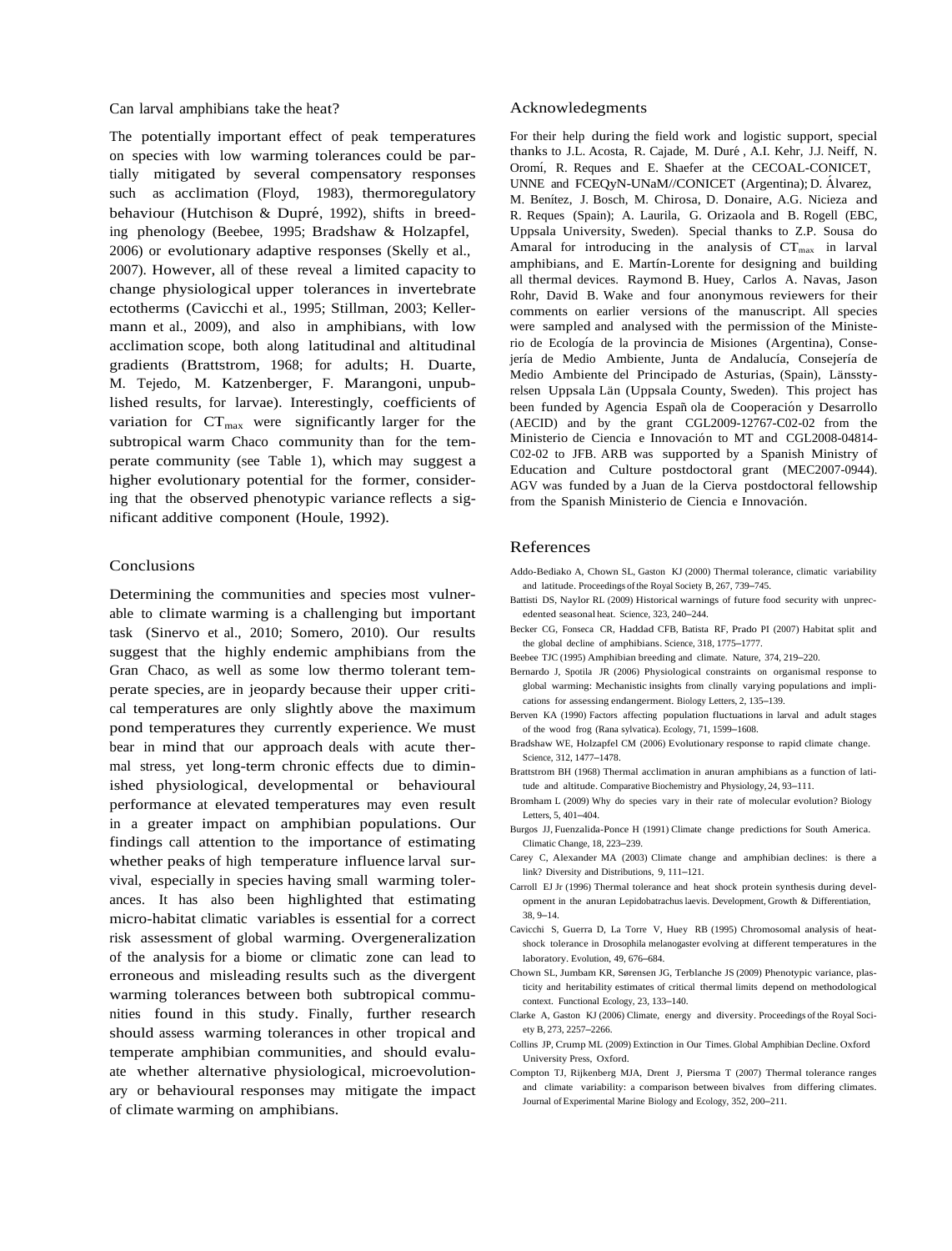Can larval amphibians take the heat?

The potentially important effect of peak temperatures on species with low warming tolerances could be partially mitigated by several compensatory responses such as acclimation (Floyd, 1983), thermoregulatory behaviour (Hutchison & Dupré, 1992), shifts in breeding phenology (Beebee, 1995; Bradshaw & Holzapfel, 2006) or evolutionary adaptive responses (Skelly et al., 2007). However, all of these reveal a limited capacity to change physiological upper tolerances in invertebrate ectotherms (Cavicchi et al., 1995; Stillman, 2003; Kellermann et al., 2009), and also in amphibians, with low acclimation scope, both along latitudinal and altitudinal gradients (Brattstrom, 1968; for adults; H. Duarte, M. Tejedo, M. Katzenberger, F. Marangoni, unpublished results, for larvae). Interestingly, coefficients of variation for $CT_{max}$ were significantly larger for the subtropical warm Chaco community than for the temperate community (see Table 1), which may suggest a higher evolutionary potential for the former, considering that the observed phenotypic variance reflects a significant additive component (Houle, 1992).

## Conclusions

Determining the communities and species most vulnerable to climate warming is a challenging but important task (Sinervo et al., 2010; Somero, 2010). Our results suggest that the highly endemic amphibians from the Gran Chaco, as well as some low thermo tolerant temperate species, are in jeopardy because their upper critical temperatures are only slightly above the maximum pond temperatures they currently experience. We must bear in mind that our approach deals with acute thermal stress, yet long-term chronic effects due to diminished physiological, developmental or behavioural performance at elevated temperatures may even result in a greater impact on amphibian populations. Our findings call attention to the importance of estimating whether peaks of high temperature influence larval survival, especially in species having small warming tolerances. It has also been highlighted that estimating micro-habitat climatic variables is essential for a correct risk assessment of global warming. Overgeneralization of the analysis for a biome or climatic zone can lead to erroneous and misleading results such as the divergent warming tolerances between both subtropical communities found in this study. Finally, further research should assess warming tolerances in other tropical and temperate amphibian communities, and should evaluate whether alternative physiological, microevolutionary or behavioural responses may mitigate the impact of climate warming on amphibians.

## Acknowledgments

For their help during the field work and logistic support, special thanks to J.L. Acosta, R. Cajade, M. Duré, A.I. Kehr, J.J. Neiff, N. Oromí, R. Reques and E. Shaefer at the CECOAL-CONICET, UNNE and FCEQyN-UNaM//CONICET (Argentina); D. Álvarez, M. Benítez, J. Bosch, M. Chirosa, D. Donaire, A.G. Nicieza and R. Reques (Spain); A. Laurila, G. Orizaola and B. Rogell (EBC, Uppsala University, Sweden). Special thanks to Z.P. Sousa do Amaral for introducing in the analysis of $CT_{max}$ in larval amphibians, and E. Martín-Lorente for designing and building all thermal devices. Raymond B. Huey, Carlos A. Navas, Jason Rohr, David B. Wake and four anonymous reviewers for their comments on earlier versions of the manuscript. All species were sampled and analysed with the permission of the Ministerio de Ecología de la provincia de Misiones (Argentina), Consejería de Medio Ambiente, Junta de Andalucía, Consejería de Medio Ambiente del Principado de Asturias, (Spain), Länsstyrelsen Uppsala Län (Uppsala County, Sweden). This project has been funded by Agencia Española de Cooperación y Desarrollo (AECID) and by the grant CGL2009-12767-C02-02 from the Ministerio de Ciencia e Innovación to MT and CGL2008-04814-C02-02 to JFB. ARB was supported by a Spanish Ministry of Education and Culture postdoctoral grant (MEC2007-0944). AGV was funded by a Juan de la Cierva postdoctoral fellowship from the Spanish Ministerio de Ciencia e Innovación.

## References

Addo-Bediako A, Chown SL, Gaston KJ (2000) Thermal tolerance, climatic variability and latitude. Proceedings of the Royal Society B, 267, 739–745.

Battisti DS, Naylor RL (2009) Historical warnings of future food security with unprecedented seasonal heat. Science, 323, 240–244.

Becker CG, Fonseca CR, Haddad CFB, Batista RF, Prado PI (2007) Habitat split and the global decline of amphibians. Science, 318, 1775–1777.

Beebee TJC (1995) Amphibian breeding and climate. Nature, 374, 219–220.

Bernardo J, Spotila JR (2006) Physiological constraints on organismal response to global warming: Mechanistic insights from clinally varying populations and implications for assessing endangerment. Biology Letters, 2, 135–139.

Berven KA (1990) Factors affecting population fluctuations in larval and adult stages of the wood frog (Rana sylvatica). Ecology, 71, 1599–1608.

Bradshaw WE, Holzapfel CM (2006) Evolutionary response to rapid climate change. Science, 312, 1477–1478.

Brattstrom BH (1968) Thermal acclimation in anuran amphibians as a function of latitude and altitude. Comparative Biochemistry and Physiology, 24, 93–111.

Bromham L (2009) Why do species vary in their rate of molecular evolution? Biology Letters, 5, 401–404.

Burgos JJ, Fuenzalida-Ponce H (1991) Climate change predictions for South America. Climatic Change, 18, 223–239.

Carey C, Alexander MA (2003) Climate change and amphibian declines: is there a link? Diversity and Distributions, 9, 111–121.

Carroll EJ Jr (1996) Thermal tolerance and heat shock protein synthesis during development in the anuran Lepidobatrachus laevis. Development, Growth & Differentiation, 38, 9–14.

Cavicchi S, Guerra D, La Torre V, Huey RB (1995) Chromosomal analysis of heat-shock tolerance in Drosophila melanogaster evolving at different temperatures in the laboratory. Evolution, 49, 676–684.

Chown SL, Jumbam KR, Sørensen JG, Terblanche JS (2009) Phenotypic variance, plasticity and heritability estimates of critical thermal limits depend on methodological context. Functional Ecology, 23, 133–140.

Clarke A, Gaston KJ (2006) Climate, energy and diversity. Proceedings of the Royal Society B, 273, 2257–2266.

Collins JP, Crump ML (2009) Extinction in Our Times. Global Amphibian Decline. Oxford University Press, Oxford.

Compton TJ, Rijkenberg MJA, Drent J, Piersma T (2007) Thermal tolerance ranges and climate variability: a comparison between bivalves from differing climates. Journal of Experimental Marine Biology and Ecology, 352, 200–211.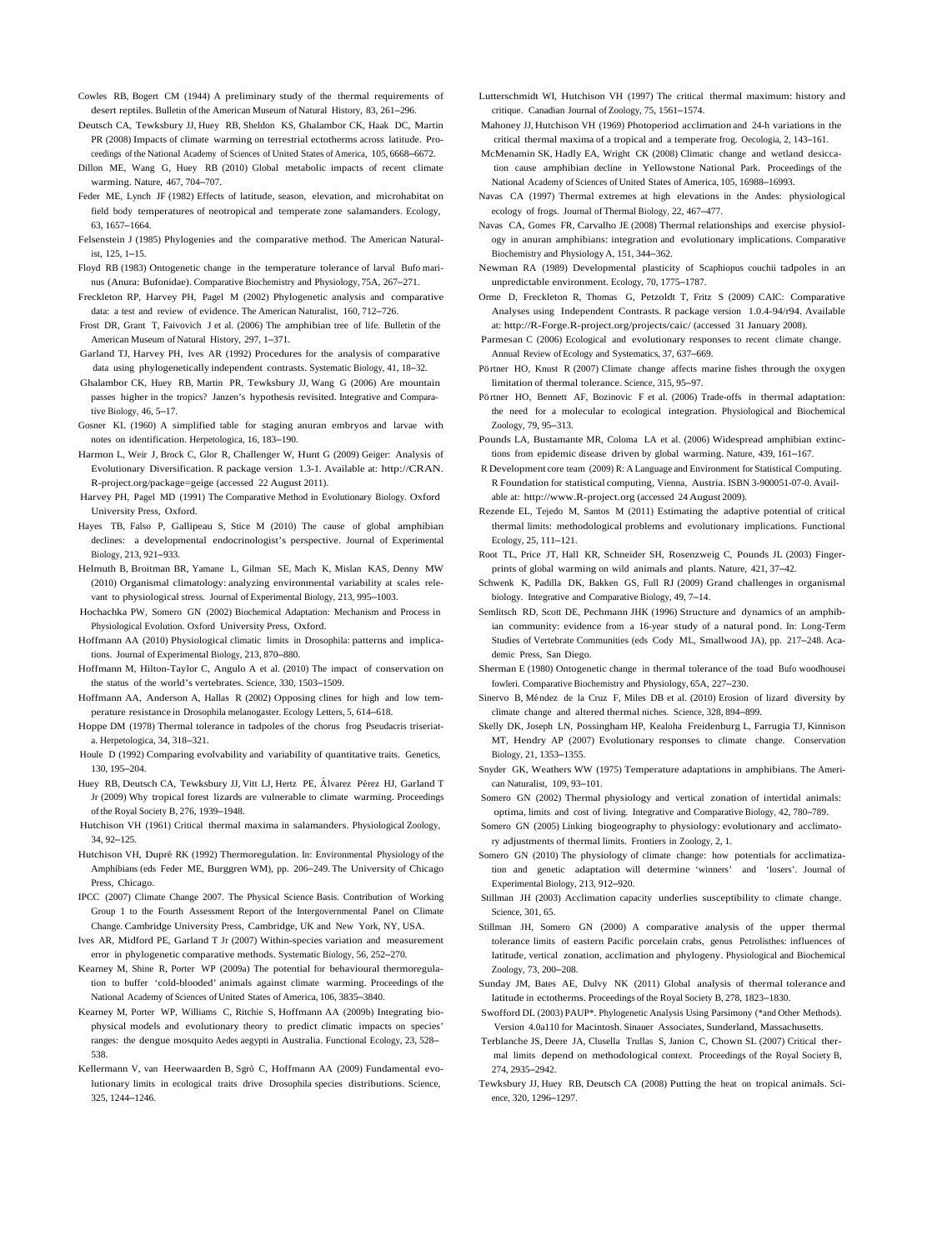Cowles RB, Bogert CM (1944) A preliminary study of the thermal requirements of desert reptiles. Bulletin of the American Museum of Natural History, 83, 261–296.

Deutsch CA, Tewksbury JJ, Huey RB, Sheldon KS, Ghalambor CK, Haak DC, Martin PR (2008) Impacts of climate warming on terrestrial ectotherms across latitude. Proceedings of the National Academy of Sciences of United States of America, 105, 6668–6672.

Dillon ME, Wang G, Huey RB (2010) Global metabolic impacts of recent climate warming. Nature, 467, 704–707.

Feder ME, Lynch JF (1982) Effects of latitude, season, elevation, and microhabitat on field body temperatures of neotropical and temperate zone salamanders. Ecology, 63, 1657–1664.

Felsenstein J (1985) Phylogenies and the comparative method. The American Naturalist, 125, 1–15.

Floyd RB (1983) Ontogenetic change in the temperature tolerance of larval Bufo marinus (Anura: Bufonidae). Comparative Biochemistry and Physiology, 75A, 267–271.

Freckleton RP, Harvey PH, Pagel M (2002) Phylogenetic analysis and comparative data: a test and review of evidence. The American Naturalist, 160, 712–726.

Frost DR, Grant T, Faivovich J et al. (2006) The amphibian tree of life. Bulletin of the American Museum of Natural History, 297, 1–371.

Garland TJ, Harvey PH, Ives AR (1992) Procedures for the analysis of comparative data using phylogenetically independent contrasts. Systematic Biology, 41, 18–32.

Ghalambor CK, Huey RB, Martin PR, Tewksbury JJ, Wang G (2006) Are mountain passes higher in the tropics? Janzen's hypothesis revisited. Integrative and Comparative Biology, 46, 5–17.

Gosner KL (1960) A simplified table for staging anuran embryos and larvae with notes on identification. Herpetologica, 16, 183–190.

Harmon L, Weir J, Brock C, Glor R, Challenger W, Hunt G (2009) Geiger: Analysis of Evolutionary Diversification. R package version 1.3-1. Available at: http://CRAN.R-project.org/package=geige (accessed 22 August 2011).

Harvey PH, Pagel MD (1991) The Comparative Method in Evolutionary Biology. Oxford University Press, Oxford.

Hayes TB, Falso P, Gallipeau S, Stice M (2010) The cause of global amphibian declines: a developmental endocrinologist's perspective. Journal of Experimental Biology, 213, 921–933.

Helmuth B, Broitman BR, Yamane L, Gilman SE, Mach K, Mislan KAS, Denny MW (2010) Organismal climatology: analyzing environmental variability at scales relevant to physiological stress. Journal of Experimental Biology, 213, 995–1003.

Hochachka PW, Somero GN (2002) Biochemical Adaptation: Mechanism and Process in Physiological Evolution. Oxford University Press, Oxford.

Hoffmann AA (2010) Physiological climatic limits in Drosophila: patterns and implications. Journal of Experimental Biology, 213, 870–880.

Hoffmann M, Hilton-Taylor C, Angulo A et al. (2010) The impact of conservation on the status of the world's vertebrates. Science, 330, 1503–1509.

Hoffmann AA, Anderson A, Hallas R (2002) Opposing clines for high and low temperature resistance in Drosophila melanogaster. Ecology Letters, 5, 614–618.

Hoppe DM (1978) Thermal tolerance in tadpoles of the chorus frog Pseudacris triseriata. Herpetologica, 34, 318–321.

Houle D (1992) Comparing evolvability and variability of quantitative traits. Genetics, 130, 195–204.

Huey RB, Deutsch CA, Tewksbury JJ, Vitt LJ, Hertz PE, Álvarez Pérez HJ, Garland T Jr (2009) Why tropical forest lizards are vulnerable to climate warming. Proceedings of the Royal Society B, 276, 1939–1948.

Hutchison VH (1961) Critical thermal maxima in salamanders. Physiological Zoology, 34, 92–125.

Hutchison VH, Dupré RK (1992) Thermoregulation. In: Environmental Physiology of the Amphibians (eds Feder ME, Burggren WM), pp. 206–249. The University of Chicago Press, Chicago.

IPCC (2007) Climate Change 2007. The Physical Science Basis. Contribution of Working Group 1 to the Fourth Assessment Report of the Intergovernmental Panel on Climate Change. Cambridge University Press, Cambridge, UK and New York, NY, USA.

Ives AR, Midford PE, Garland T Jr (2007) Within-species variation and measurement error in phylogenetic comparative methods. Systematic Biology, 56, 252–270.

Kearney M, Shine R, Porter WP (2009a) The potential for behavioural thermoregulation to buffer 'cold-blooded' animals against climate warming. Proceedings of the National Academy of Sciences of United States of America, 106, 3835–3840.

Kearney M, Porter WP, Williams C, Ritchie S, Hoffmann AA (2009b) Integrating biophysical models and evolutionary theory to predict climatic impacts on species' ranges: the dengue mosquito Aedes aegypti in Australia. Functional Ecology, 23, 528–538.

Kellermann V, van Heerwaarden B, Sgrò C, Hoffmann AA (2009) Fundamental evolutionary limits in ecological traits drive Drosophila species distributions. Science, 325, 1244–1246.

Lutterschmidt WI, Hutchison VH (1997) The critical thermal maximum: history and critique. Canadian Journal of Zoology, 75, 1561–1574.

Mahoney JJ, Hutchison VH (1969) Photoperiod acclimation and 24-h variations in the critical thermal maxima of a tropical and a temperate frog. Oecologia, 2, 143–161.

McMenamin SK, Hadly EA, Wright CK (2008) Climatic change and wetland desiccation cause amphibian decline in Yellowstone National Park. Proceedings of the National Academy of Sciences of United States of America, 105, 16988–16993.

Navas CA (1997) Thermal extremes at high elevations in the Andes: physiological ecology of frogs. Journal of Thermal Biology, 22, 467–477.

Navas CA, Gomes FR, Carvalho JE (2008) Thermal relationships and exercise physiology in anuran amphibians: integration and evolutionary implications. Comparative Biochemistry and Physiology A, 151, 344–362.

Newman RA (1989) Developmental plasticity of Scaphiopus couchii tadpoles in an unpredictable environment. Ecology, 70, 1775–1787.

Orme D, Freckleton R, Thomas G, Petzoldt T, Fritz S (2009) CAIC: Comparative Analyses using Independent Contrasts. R package version 1.0.4-94/r94. Available at: http://R-Forge.R-project.org/projects/caic/ (accessed 31 January 2008).

Parmesan C (2006) Ecological and evolutionary responses to recent climate change. Annual Review of Ecology and Systematics, 37, 637–669.

Pörtner HO, Knust R (2007) Climate change affects marine fishes through the oxygen limitation of thermal tolerance. Science, 315, 95–97.

Pörtner HO, Bennett AF, Bozinovic F et al. (2006) Trade-offs in thermal adaptation: the need for a molecular to ecological integration. Physiological and Biochemical Zoology, 79, 95–313.

Pounds LA, Bustamante MR, Coloma LA et al. (2006) Widespread amphibian extinctions from epidemic disease driven by global warming. Nature, 439, 161–167.

R Development core team (2009) R: A Language and Environment for Statistical Computing. R Foundation for statistical computing, Vienna, Austria. ISBN 3-900051-07-0. Available at: http://www.R-project.org (accessed 24 August 2009).

Rezende EL, Tejedo M, Santos M (2011) Estimating the adaptive potential of critical thermal limits: methodological problems and evolutionary implications. Functional Ecology, 25, 111–121.

Root TL, Price JT, Hall KR, Schneider SH, Rosenzweig C, Pounds JL (2003) Fingerprints of global warming on wild animals and plants. Nature, 421, 37–42.

Schwenk K, Padilla DK, Bakken GS, Full RJ (2009) Grand challenges in organismal biology. Integrative and Comparative Biology, 49, 7–14.

Semlitsch RD, Scott DE, Pechmann JHK (1996) Structure and dynamics of an amphibian community: evidence from a 16-year study of a natural pond. In: Long-Term Studies of Vertebrate Communities (eds Cody ML, Smallwood JA), pp. 217–248. Academic Press, San Diego.

Sherman E (1980) Ontogenetic change in thermal tolerance of the toad Bufo woodhousei fowleri. Comparative Biochemistry and Physiology, 65A, 227–230.

Sinervo B, Méndez de la Cruz F, Miles DB et al. (2010) Erosion of lizard diversity by climate change and altered thermal niches. Science, 328, 894–899.

Skelly DK, Joseph LN, Possingham HP, Kealoha Freidenburg L, Farrugia TJ, Kinnison MT, Hendry AP (2007) Evolutionary responses to climate change. Conservation Biology, 21, 1353–1355.

Snyder GK, Weathers WW (1975) Temperature adaptations in amphibians. The American Naturalist, 109, 93–101.

Somero GN (2002) Thermal physiology and vertical zonation of intertidal animals: optima, limits and cost of living. Integrative and Comparative Biology, 42, 780–789.

Somero GN (2005) Linking biogeography to physiology: evolutionary and acclimatory adjustments of thermal limits. Frontiers in Zoology, 2, 1.

Somero GN (2010) The physiology of climate change: how potentials for acclimatization and genetic adaptation will determine 'winners' and 'losers'. Journal of Experimental Biology, 213, 912–920.

Stillman JH (2003) Acclimation capacity underlies susceptibility to climate change. Science, 301, 65.

Stillman JH, Somero GN (2000) A comparative analysis of the upper thermal tolerance limits of eastern Pacific porcelain crabs, genus Petrolisthes: influences of latitude, vertical zonation, acclimation and phylogeny. Physiological and Biochemical Zoology, 73, 200–208.

Sunday JM, Bates AE, Dulvy NK (2011) Global analysis of thermal tolerance and latitude in ectotherms. Proceedings of the Royal Society B, 278, 1823–1830.

Swofford DL (2003) PAUP*. Phylogenetic Analysis Using Parsimony (*and Other Methods). Version 4.0a110 for Macintosh. Sinauer Associates, Sunderland, Massachusetts.

Terblanche JS, Deere JA, Clusella Trullas S, Janion C, Chown SL (2007) Critical thermal limits depend on methodological context. Proceedings of the Royal Society B, 274, 2935–2942.

Tewksbury JJ, Huey RB, Deutsch CA (2008) Putting the heat on tropical animals. Science, 320, 1296–1297.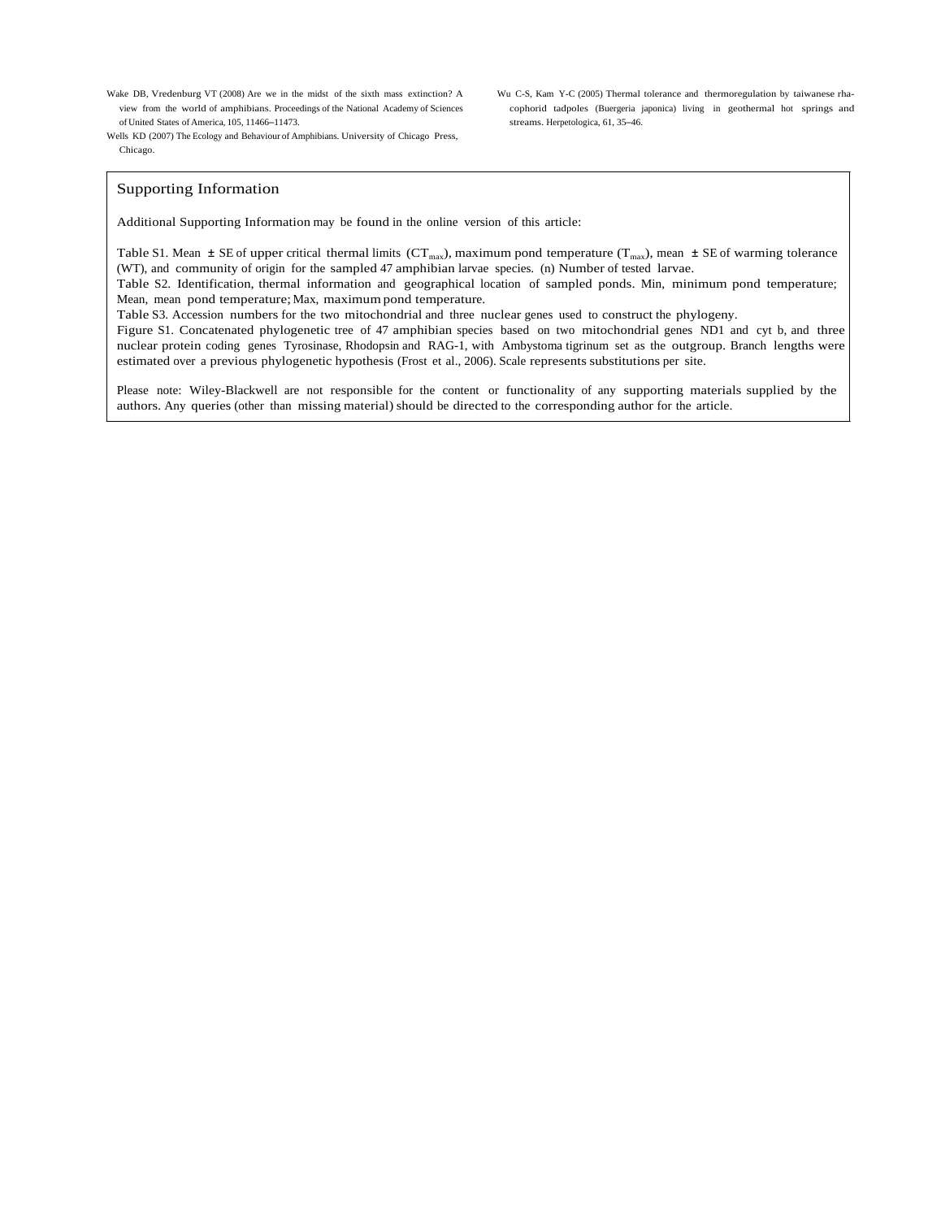Wake DB, Vredenburg VT (2008) Are we in the midst of the sixth mass extinction? A view from the world of amphibians. Proceedings of the National Academy of Sciences of United States of America, 105, 11466–11473.

Wells KD (2007) The Ecology and Behaviour of Amphibians. University of Chicago Press, Chicago.

Wu C-S, Kam Y-C (2005) Thermal tolerance and thermoregulation by taiwanese rhacophorid tadpoles (Buergeria japonica) living in geothermal hot springs and streams. Herpetologica, 61, 35–46.

## Supporting Information

Additional Supporting Information may be found in the online version of this article:

Table S1. Mean ± SE of upper critical thermal limits ($CT_{max}$), maximum pond temperature ($T_{max}$), mean ± SE of warming tolerance (WT), and community of origin for the sampled 47 amphibian larvae species. (n) Number of tested larvae.

Table S2. Identification, thermal information and geographical location of sampled ponds. Min, minimum pond temperature; Mean, mean pond temperature; Max, maximum pond temperature.

Table S3. Accession numbers for the two mitochondrial and three nuclear genes used to construct the phylogeny.

Figure S1. Concatenated phylogenetic tree of 47 amphibian species based on two mitochondrial genes ND1 and cyt b, and three nuclear protein coding genes Tyrosinase, Rhodopsin and RAG-1, with Ambystoma tigrinum set as the outgroup. Branch lengths were estimated over a previous phylogenetic hypothesis (Frost et al., 2006). Scale represents substitutions per site.

Please note: Wiley-Blackwell are not responsible for the content or functionality of any supporting materials supplied by the authors. Any queries (other than missing material) should be directed to the corresponding author for the article.